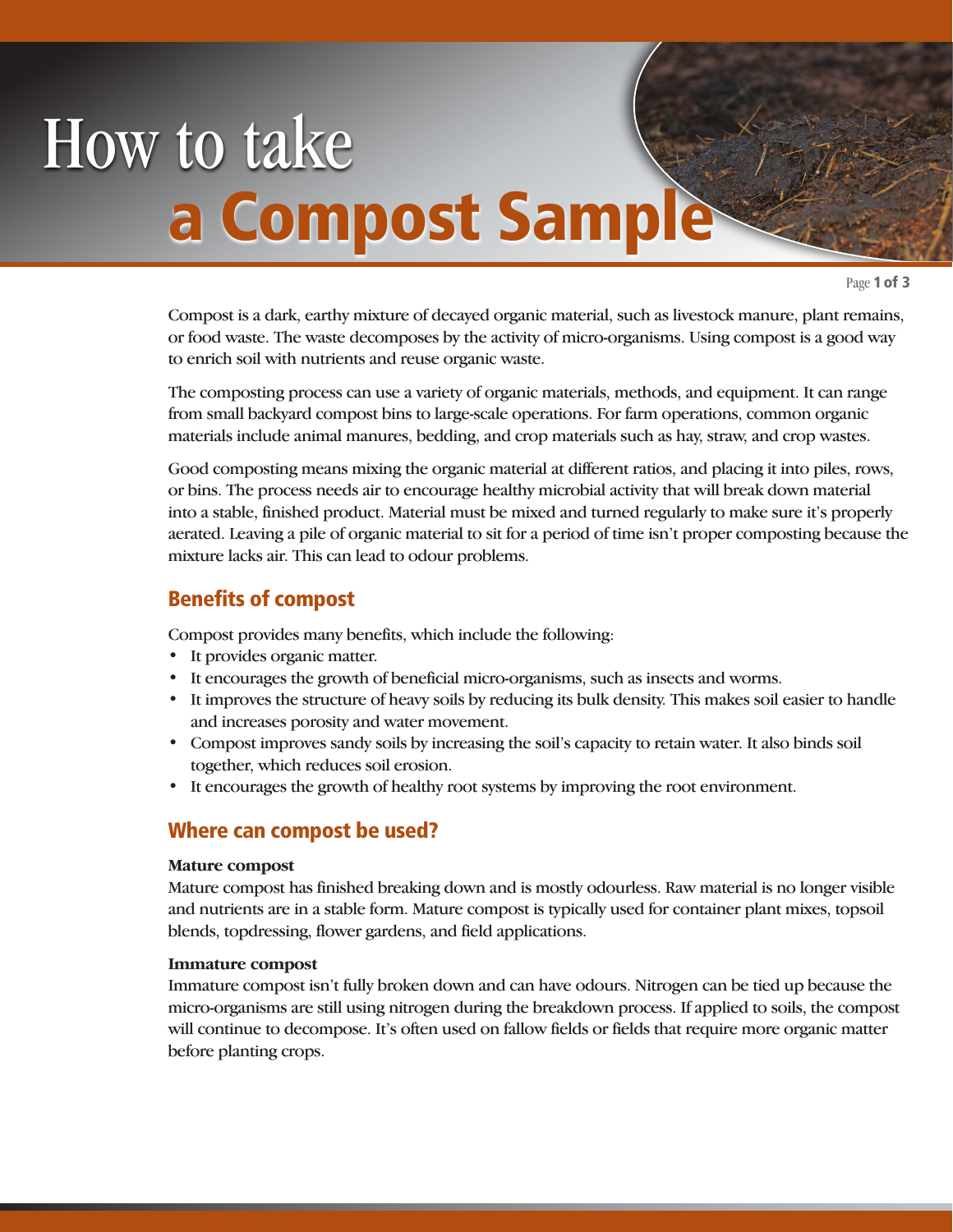# How to take a Compost Sample

Compost is a dark, earthy mixture of decayed organic material, such as livestock manure, plant remains, or food waste. The waste decomposes by the activity of micro-organisms. Using compost is a good way to enrich soil with nutrients and reuse organic waste.

The composting process can use a variety of organic materials, methods, and equipment. It can range from small backyard compost bins to large-scale operations. For farm operations, common organic materials include animal manures, bedding, and crop materials such as hay, straw, and crop wastes.

Good composting means mixing the organic material at different ratios, and placing it into piles, rows, or bins. The process needs air to encourage healthy microbial activity that will break down material into a stable, finished product. Material must be mixed and turned regularly to make sure it's properly aerated. Leaving a pile of organic material to sit for a period of time isn't proper composting because the mixture lacks air. This can lead to odour problems.

## Benefits of compost

Compost provides many benefits, which include the following:

- It provides organic matter.
- It encourages the growth of beneficial micro-organisms, such as insects and worms.
- It improves the structure of heavy soils by reducing its bulk density. This makes soil easier to handle and increases porosity and water movement.
- Compost improves sandy soils by increasing the soil's capacity to retain water. It also binds soil together, which reduces soil erosion.
- It encourages the growth of healthy root systems by improving the root environment.

## Where can compost be used?

### Mature compost

Mature compost has finished breaking down and is mostly odourless. Raw material is no longer visible and nutrients are in a stable form. Mature compost is typically used for container plant mixes, topsoil blends, topdressing, flower gardens, and field applications.

### Immature compost

Immature compost isn't fully broken down and can have odours. Nitrogen can be tied up because the micro-organisms are still using nitrogen during the breakdown process. If applied to soils, the compost will continue to decompose. It's often used on fallow fields or fields that require more organic matter before planting crops.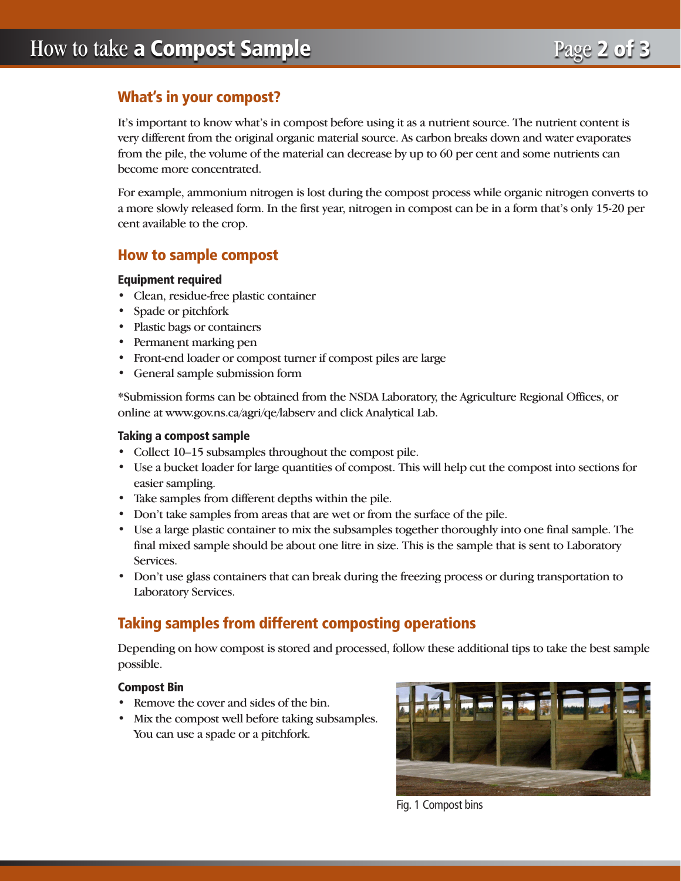## What's in your compost?

It's important to know what's in compost before using it as a nutrient source. The nutrient content is very different from the original organic material source. As carbon breaks down and water evaporates from the pile, the volume of the material can decrease by up to 60 per cent and some nutrients can become more concentrated.

For example, ammonium nitrogen is lost during the compost process while organic nitrogen converts to a more slowly released form. In the first year, nitrogen in compost can be in a form that's only 15-20 per cent available to the crop.

## How to sample compost

### Equipment required

- Clean, residue-free plastic container
- Spade or pitchfork
- Plastic bags or containers
- Permanent marking pen
- Front-end loader or compost turner if compost piles are large
- General sample submission form

*Submission forms can be obtained from the NSDA Laboratory, the Agriculture Regional Offices, or online at www.gov.ns.ca/agri/qe/labserv and click Analytical Lab.

### Taking a compost sample

- Collect 10–15 subsamples throughout the compost pile.
- Use a bucket loader for large quantities of compost. This will help cut the compost into sections for easier sampling.
- Take samples from different depths within the pile.
- Don't take samples from areas that are wet or from the surface of the pile.
- Use a large plastic container to mix the subsamples together thoroughly into one final sample. The final mixed sample should be about one litre in size. This is the sample that is sent to Laboratory Services.
- Don't use glass containers that can break during the freezing process or during transportation to Laboratory Services.

## Taking samples from different composting operations

Depending on how compost is stored and processed, follow these additional tips to take the best sample possible.

### Compost Bin

- Remove the cover and sides of the bin.
- Mix the compost well before taking subsamples. You can use a spade or a pitchfork.

Fig. 1 Compost bins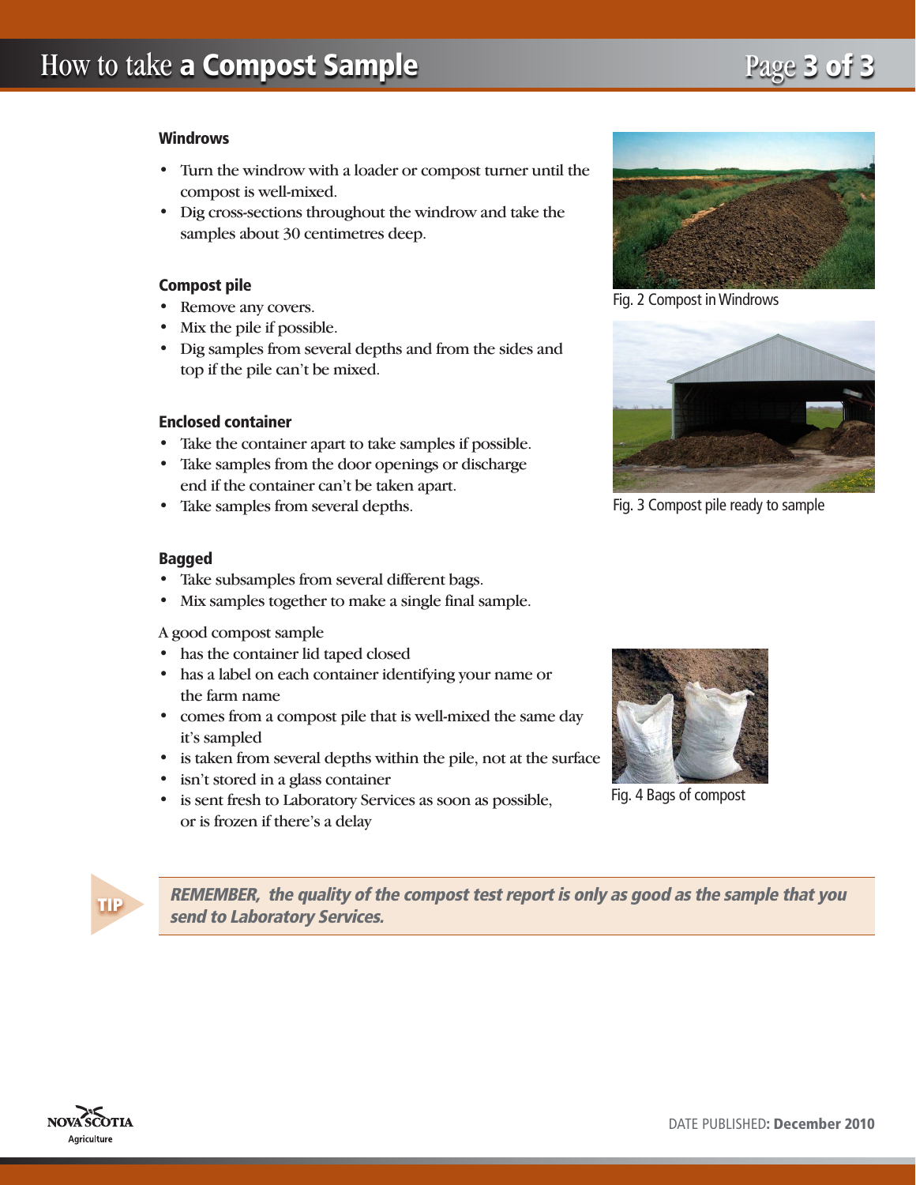### Windrows

- Turn the windrow with a loader or compost turner until the compost is well-mixed.
- Dig cross-sections throughout the windrow and take the samples about 30 centimetres deep.

Fig. 2 Compost in Windrows

### Compost pile

- Remove any covers.
- Mix the pile if possible.
- Dig samples from several depths and from the sides and top if the pile can't be mixed.

Fig. 3 Compost pile ready to sample

### Enclosed container

- Take the container apart to take samples if possible.
- Take samples from the door openings or discharge end if the container can't be taken apart.
- Take samples from several depths.

### Bagged

- Take subsamples from several different bags.
- Mix samples together to make a single final sample.

A good compost sample

- has the container lid taped closed
- has a label on each container identifying your name or the farm name
- comes from a compost pile that is well-mixed the same day it's sampled
- is taken from several depths within the pile, not at the surface
- isn't stored in a glass container
- is sent fresh to Laboratory Services as soon as possible, or is frozen if there's a delay

Fig. 4 Bags of compost

**TIP**

***REMEMBER, the quality of the compost test report is only as good as the sample that you send to Laboratory Services.***

NOVA SCOTIA Agriculture

DATE PUBLISHED: **December 2010**